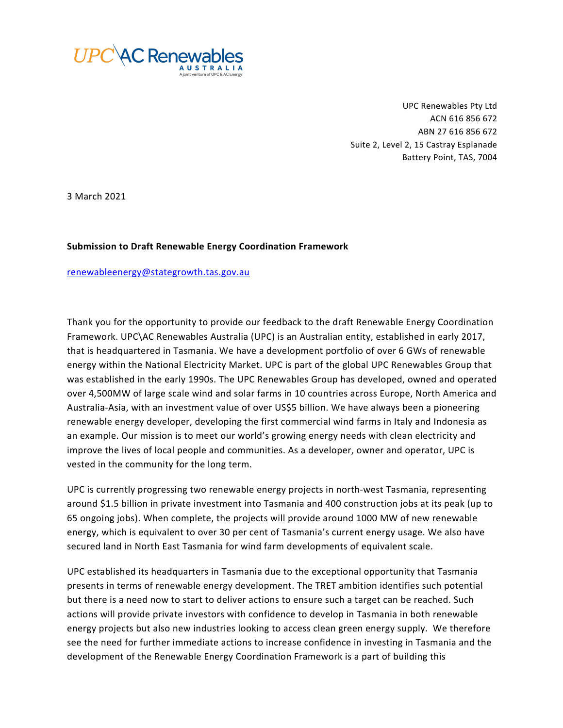UPC\AC Renewables AUSTRALIA
A joint venture of UPC & AC Energy

UPC Renewables Pty Ltd
ACN 616 856 672
ABN 27 616 856 672
Suite 2, Level 2, 15 Castray Esplanade
Battery Point, TAS, 7004

3 March 2021

**Submission to Draft Renewable Energy Coordination Framework**

renewableenergy@stategrowth.tas.gov.au

Thank you for the opportunity to provide our feedback to the draft Renewable Energy Coordination Framework. UPC\AC Renewables Australia (UPC) is an Australian entity, established in early 2017, that is headquartered in Tasmania. We have a development portfolio of over 6 GWs of renewable energy within the National Electricity Market. UPC is part of the global UPC Renewables Group that was established in the early 1990s. The UPC Renewables Group has developed, owned and operated over 4,500MW of large scale wind and solar farms in 10 countries across Europe, North America and Australia-Asia, with an investment value of over US$5 billion. We have always been a pioneering renewable energy developer, developing the first commercial wind farms in Italy and Indonesia as an example. Our mission is to meet our world's growing energy needs with clean electricity and improve the lives of local people and communities. As a developer, owner and operator, UPC is vested in the community for the long term.

UPC is currently progressing two renewable energy projects in north-west Tasmania, representing around $1.5 billion in private investment into Tasmania and 400 construction jobs at its peak (up to 65 ongoing jobs). When complete, the projects will provide around 1000 MW of new renewable energy, which is equivalent to over 30 per cent of Tasmania's current energy usage. We also have secured land in North East Tasmania for wind farm developments of equivalent scale.

UPC established its headquarters in Tasmania due to the exceptional opportunity that Tasmania presents in terms of renewable energy development. The TRET ambition identifies such potential but there is a need now to start to deliver actions to ensure such a target can be reached. Such actions will provide private investors with confidence to develop in Tasmania in both renewable energy projects but also new industries looking to access clean green energy supply. We therefore see the need for further immediate actions to increase confidence in investing in Tasmania and the development of the Renewable Energy Coordination Framework is a part of building this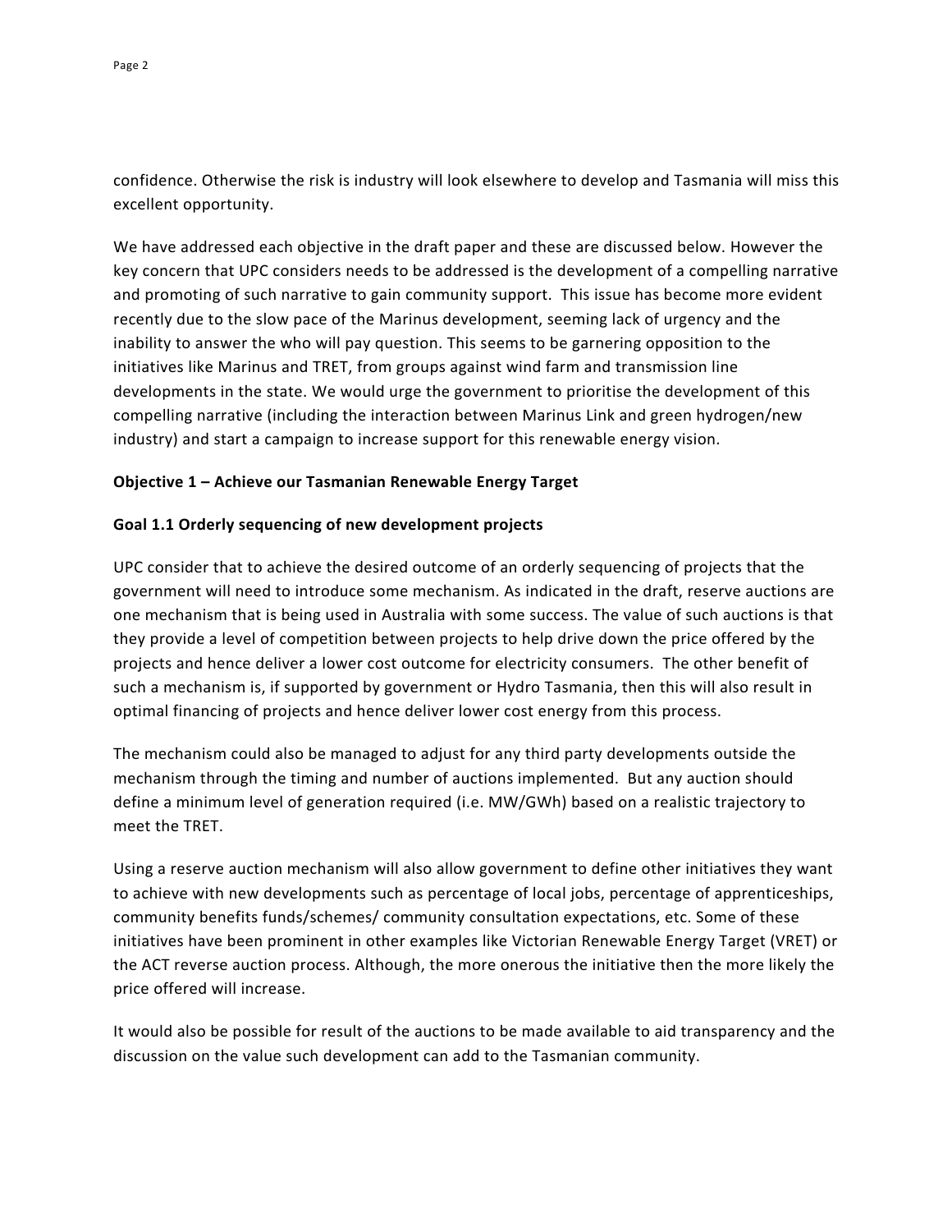confidence. Otherwise the risk is industry will look elsewhere to develop and Tasmania will miss this excellent opportunity.

We have addressed each objective in the draft paper and these are discussed below. However the key concern that UPC considers needs to be addressed is the development of a compelling narrative and promoting of such narrative to gain community support. This issue has become more evident recently due to the slow pace of the Marinus development, seeming lack of urgency and the inability to answer the who will pay question. This seems to be garnering opposition to the initiatives like Marinus and TRET, from groups against wind farm and transmission line developments in the state. We would urge the government to prioritise the development of this compelling narrative (including the interaction between Marinus Link and green hydrogen/new industry) and start a campaign to increase support for this renewable energy vision.

**Objective 1 – Achieve our Tasmanian Renewable Energy Target**

**Goal 1.1 Orderly sequencing of new development projects**

UPC consider that to achieve the desired outcome of an orderly sequencing of projects that the government will need to introduce some mechanism. As indicated in the draft, reserve auctions are one mechanism that is being used in Australia with some success. The value of such auctions is that they provide a level of competition between projects to help drive down the price offered by the projects and hence deliver a lower cost outcome for electricity consumers. The other benefit of such a mechanism is, if supported by government or Hydro Tasmania, then this will also result in optimal financing of projects and hence deliver lower cost energy from this process.

The mechanism could also be managed to adjust for any third party developments outside the mechanism through the timing and number of auctions implemented. But any auction should define a minimum level of generation required (i.e. MW/GWh) based on a realistic trajectory to meet the TRET.

Using a reserve auction mechanism will also allow government to define other initiatives they want to achieve with new developments such as percentage of local jobs, percentage of apprenticeships, community benefits funds/schemes/ community consultation expectations, etc. Some of these initiatives have been prominent in other examples like Victorian Renewable Energy Target (VRET) or the ACT reverse auction process. Although, the more onerous the initiative then the more likely the price offered will increase.

It would also be possible for result of the auctions to be made available to aid transparency and the discussion on the value such development can add to the Tasmanian community.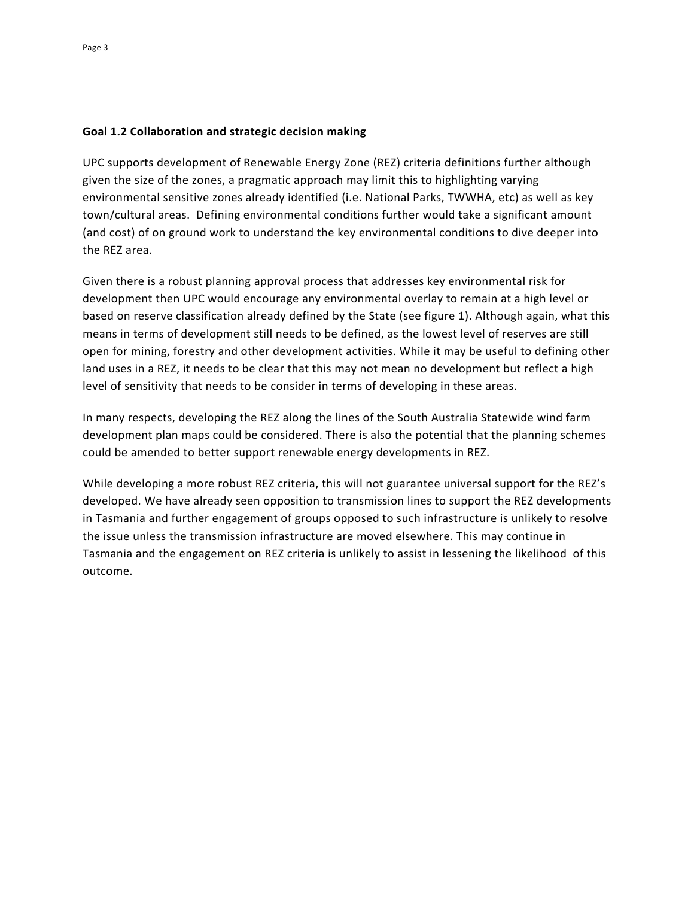**Goal 1.2 Collaboration and strategic decision making**

UPC supports development of Renewable Energy Zone (REZ) criteria definitions further although given the size of the zones, a pragmatic approach may limit this to highlighting varying environmental sensitive zones already identified (i.e. National Parks, TWWHA, etc) as well as key town/cultural areas. Defining environmental conditions further would take a significant amount (and cost) of on ground work to understand the key environmental conditions to dive deeper into the REZ area.

Given there is a robust planning approval process that addresses key environmental risk for development then UPC would encourage any environmental overlay to remain at a high level or based on reserve classification already defined by the State (see figure 1). Although again, what this means in terms of development still needs to be defined, as the lowest level of reserves are still open for mining, forestry and other development activities. While it may be useful to defining other land uses in a REZ, it needs to be clear that this may not mean no development but reflect a high level of sensitivity that needs to be consider in terms of developing in these areas.

In many respects, developing the REZ along the lines of the South Australia Statewide wind farm development plan maps could be considered. There is also the potential that the planning schemes could be amended to better support renewable energy developments in REZ.

While developing a more robust REZ criteria, this will not guarantee universal support for the REZ's developed. We have already seen opposition to transmission lines to support the REZ developments in Tasmania and further engagement of groups opposed to such infrastructure is unlikely to resolve the issue unless the transmission infrastructure are moved elsewhere. This may continue in Tasmania and the engagement on REZ criteria is unlikely to assist in lessening the likelihood of this outcome.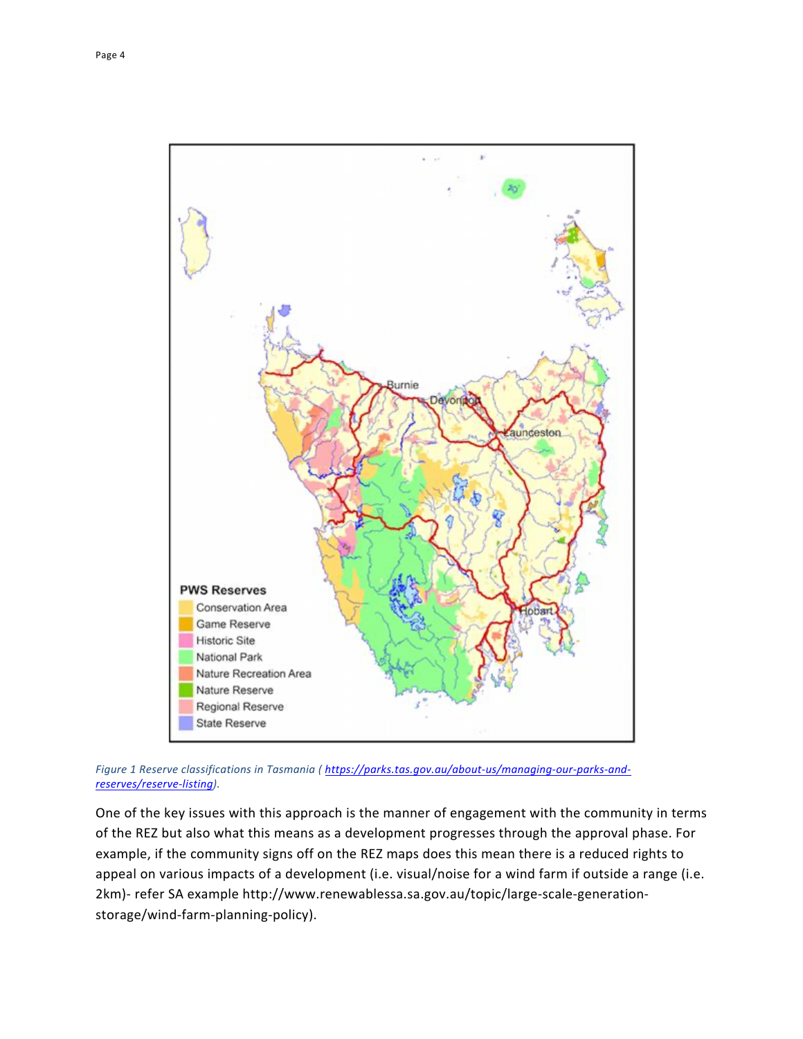*Figure 1 Reserve classifications in Tasmania ( https://parks.tas.gov.au/about-us/managing-our-parks-and-reserves/reserve-listing).*

One of the key issues with this approach is the manner of engagement with the community in terms of the REZ but also what this means as a development progresses through the approval phase. For example, if the community signs off on the REZ maps does this mean there is a reduced rights to appeal on various impacts of a development (i.e. visual/noise for a wind farm if outside a range (i.e. 2km)- refer SA example http://www.renewablessa.sa.gov.au/topic/large-scale-generation-storage/wind-farm-planning-policy).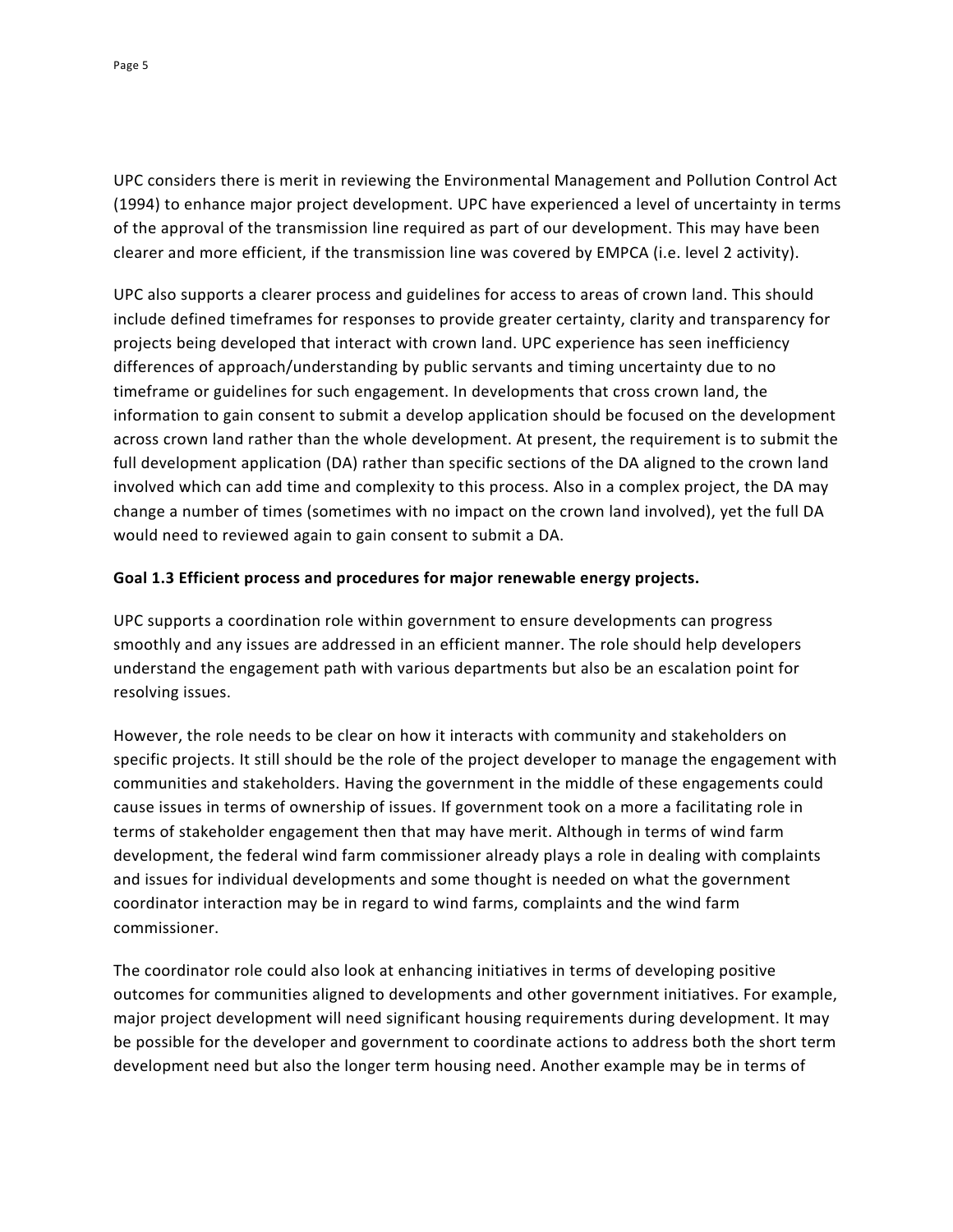UPC considers there is merit in reviewing the Environmental Management and Pollution Control Act (1994) to enhance major project development. UPC have experienced a level of uncertainty in terms of the approval of the transmission line required as part of our development. This may have been clearer and more efficient, if the transmission line was covered by EMPCA (i.e. level 2 activity).

UPC also supports a clearer process and guidelines for access to areas of crown land. This should include defined timeframes for responses to provide greater certainty, clarity and transparency for projects being developed that interact with crown land. UPC experience has seen inefficiency differences of approach/understanding by public servants and timing uncertainty due to no timeframe or guidelines for such engagement. In developments that cross crown land, the information to gain consent to submit a develop application should be focused on the development across crown land rather than the whole development. At present, the requirement is to submit the full development application (DA) rather than specific sections of the DA aligned to the crown land involved which can add time and complexity to this process. Also in a complex project, the DA may change a number of times (sometimes with no impact on the crown land involved), yet the full DA would need to reviewed again to gain consent to submit a DA.

**Goal 1.3 Efficient process and procedures for major renewable energy projects.**

UPC supports a coordination role within government to ensure developments can progress smoothly and any issues are addressed in an efficient manner. The role should help developers understand the engagement path with various departments but also be an escalation point for resolving issues.

However, the role needs to be clear on how it interacts with community and stakeholders on specific projects. It still should be the role of the project developer to manage the engagement with communities and stakeholders. Having the government in the middle of these engagements could cause issues in terms of ownership of issues. If government took on a more a facilitating role in terms of stakeholder engagement then that may have merit. Although in terms of wind farm development, the federal wind farm commissioner already plays a role in dealing with complaints and issues for individual developments and some thought is needed on what the government coordinator interaction may be in regard to wind farms, complaints and the wind farm commissioner.

The coordinator role could also look at enhancing initiatives in terms of developing positive outcomes for communities aligned to developments and other government initiatives. For example, major project development will need significant housing requirements during development. It may be possible for the developer and government to coordinate actions to address both the short term development need but also the longer term housing need. Another example may be in terms of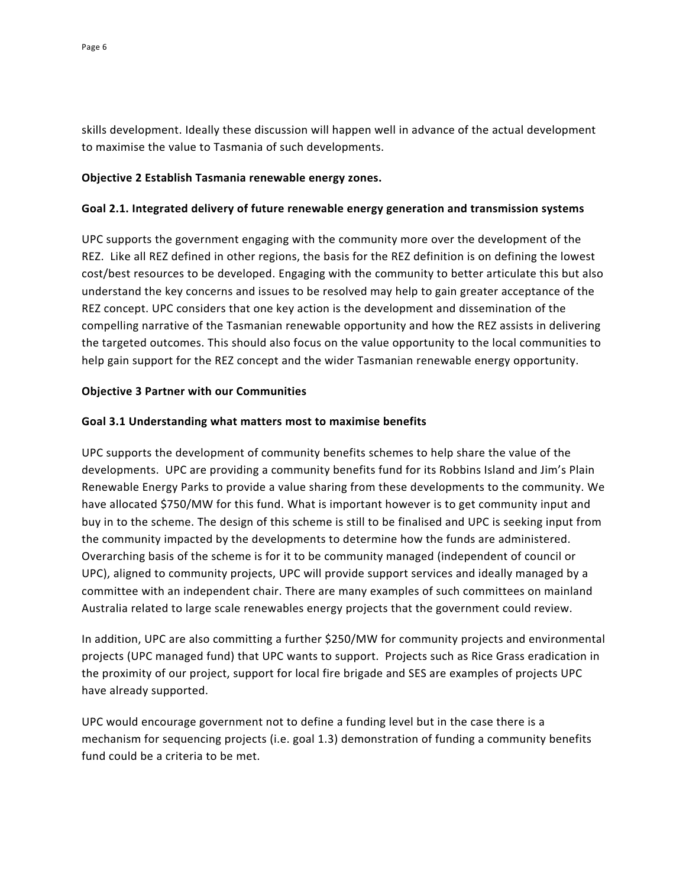skills development. Ideally these discussion will happen well in advance of the actual development to maximise the value to Tasmania of such developments.

**Objective 2 Establish Tasmania renewable energy zones.**

**Goal 2.1. Integrated delivery of future renewable energy generation and transmission systems**

UPC supports the government engaging with the community more over the development of the REZ. Like all REZ defined in other regions, the basis for the REZ definition is on defining the lowest cost/best resources to be developed. Engaging with the community to better articulate this but also understand the key concerns and issues to be resolved may help to gain greater acceptance of the REZ concept. UPC considers that one key action is the development and dissemination of the compelling narrative of the Tasmanian renewable opportunity and how the REZ assists in delivering the targeted outcomes. This should also focus on the value opportunity to the local communities to help gain support for the REZ concept and the wider Tasmanian renewable energy opportunity.

**Objective 3 Partner with our Communities**

**Goal 3.1 Understanding what matters most to maximise benefits**

UPC supports the development of community benefits schemes to help share the value of the developments. UPC are providing a community benefits fund for its Robbins Island and Jim's Plain Renewable Energy Parks to provide a value sharing from these developments to the community. We have allocated $750/MW for this fund. What is important however is to get community input and buy in to the scheme. The design of this scheme is still to be finalised and UPC is seeking input from the community impacted by the developments to determine how the funds are administered. Overarching basis of the scheme is for it to be community managed (independent of council or UPC), aligned to community projects, UPC will provide support services and ideally managed by a committee with an independent chair. There are many examples of such committees on mainland Australia related to large scale renewables energy projects that the government could review.

In addition, UPC are also committing a further $250/MW for community projects and environmental projects (UPC managed fund) that UPC wants to support. Projects such as Rice Grass eradication in the proximity of our project, support for local fire brigade and SES are examples of projects UPC have already supported.

UPC would encourage government not to define a funding level but in the case there is a mechanism for sequencing projects (i.e. goal 1.3) demonstration of funding a community benefits fund could be a criteria to be met.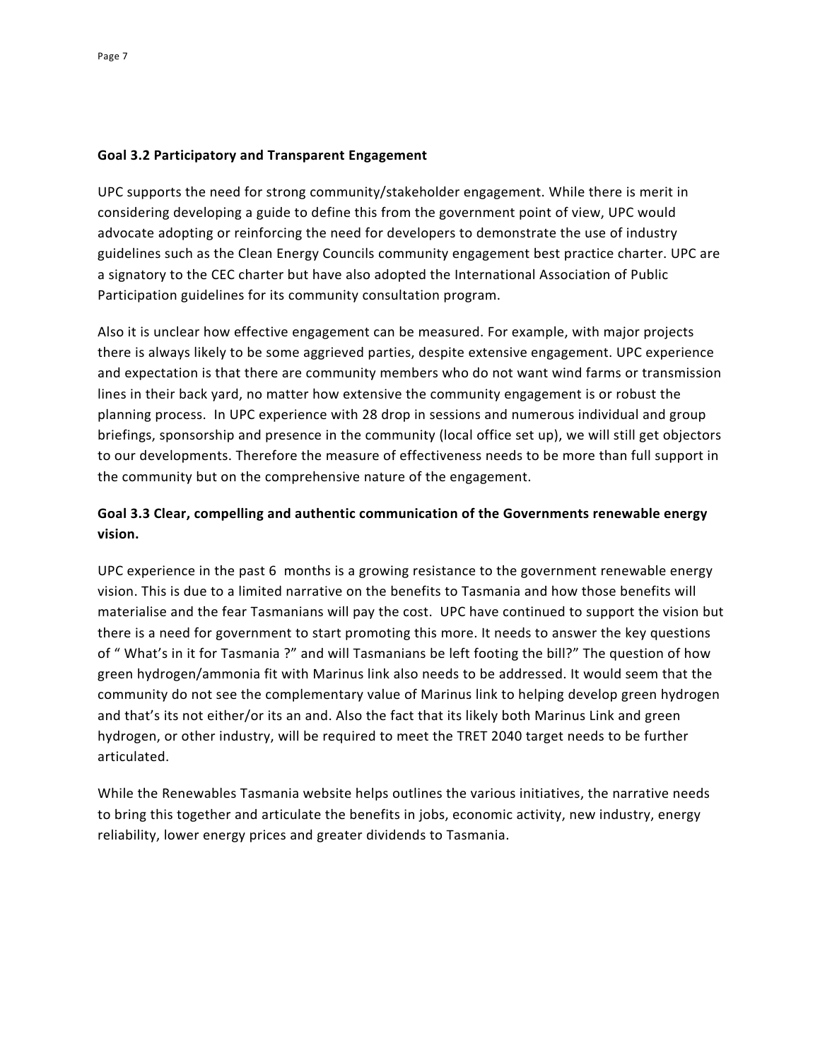**Goal 3.2 Participatory and Transparent Engagement**

UPC supports the need for strong community/stakeholder engagement. While there is merit in considering developing a guide to define this from the government point of view, UPC would advocate adopting or reinforcing the need for developers to demonstrate the use of industry guidelines such as the Clean Energy Councils community engagement best practice charter. UPC are a signatory to the CEC charter but have also adopted the International Association of Public Participation guidelines for its community consultation program.

Also it is unclear how effective engagement can be measured. For example, with major projects there is always likely to be some aggrieved parties, despite extensive engagement. UPC experience and expectation is that there are community members who do not want wind farms or transmission lines in their back yard, no matter how extensive the community engagement is or robust the planning process. In UPC experience with 28 drop in sessions and numerous individual and group briefings, sponsorship and presence in the community (local office set up), we will still get objectors to our developments. Therefore the measure of effectiveness needs to be more than full support in the community but on the comprehensive nature of the engagement.

**Goal 3.3 Clear, compelling and authentic communication of the Governments renewable energy vision.**

UPC experience in the past 6 months is a growing resistance to the government renewable energy vision. This is due to a limited narrative on the benefits to Tasmania and how those benefits will materialise and the fear Tasmanians will pay the cost. UPC have continued to support the vision but there is a need for government to start promoting this more. It needs to answer the key questions of " What's in it for Tasmania ?" and will Tasmanians be left footing the bill?" The question of how green hydrogen/ammonia fit with Marinus link also needs to be addressed. It would seem that the community do not see the complementary value of Marinus link to helping develop green hydrogen and that's its not either/or its an and. Also the fact that its likely both Marinus Link and green hydrogen, or other industry, will be required to meet the TRET 2040 target needs to be further articulated.

While the Renewables Tasmania website helps outlines the various initiatives, the narrative needs to bring this together and articulate the benefits in jobs, economic activity, new industry, energy reliability, lower energy prices and greater dividends to Tasmania.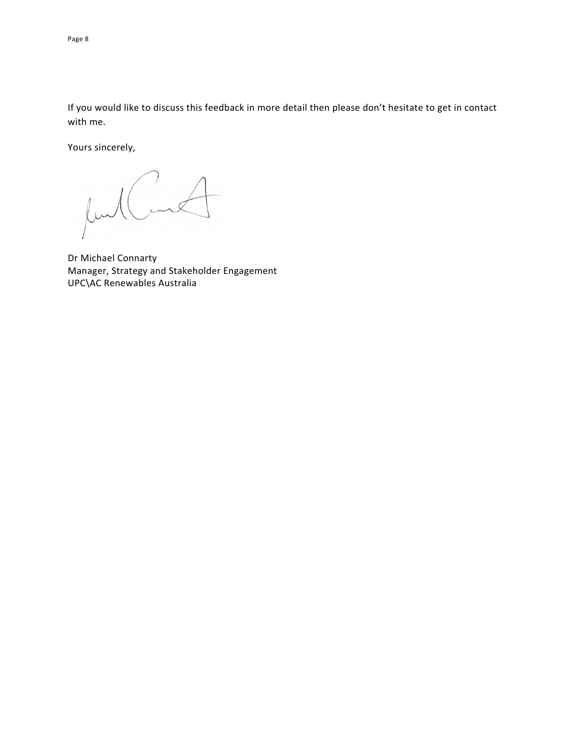If you would like to discuss this feedback in more detail then please don't hesitate to get in contact with me.

Yours sincerely,

Dr Michael Connarty
Manager, Strategy and Stakeholder Engagement
UPC\AC Renewables Australia